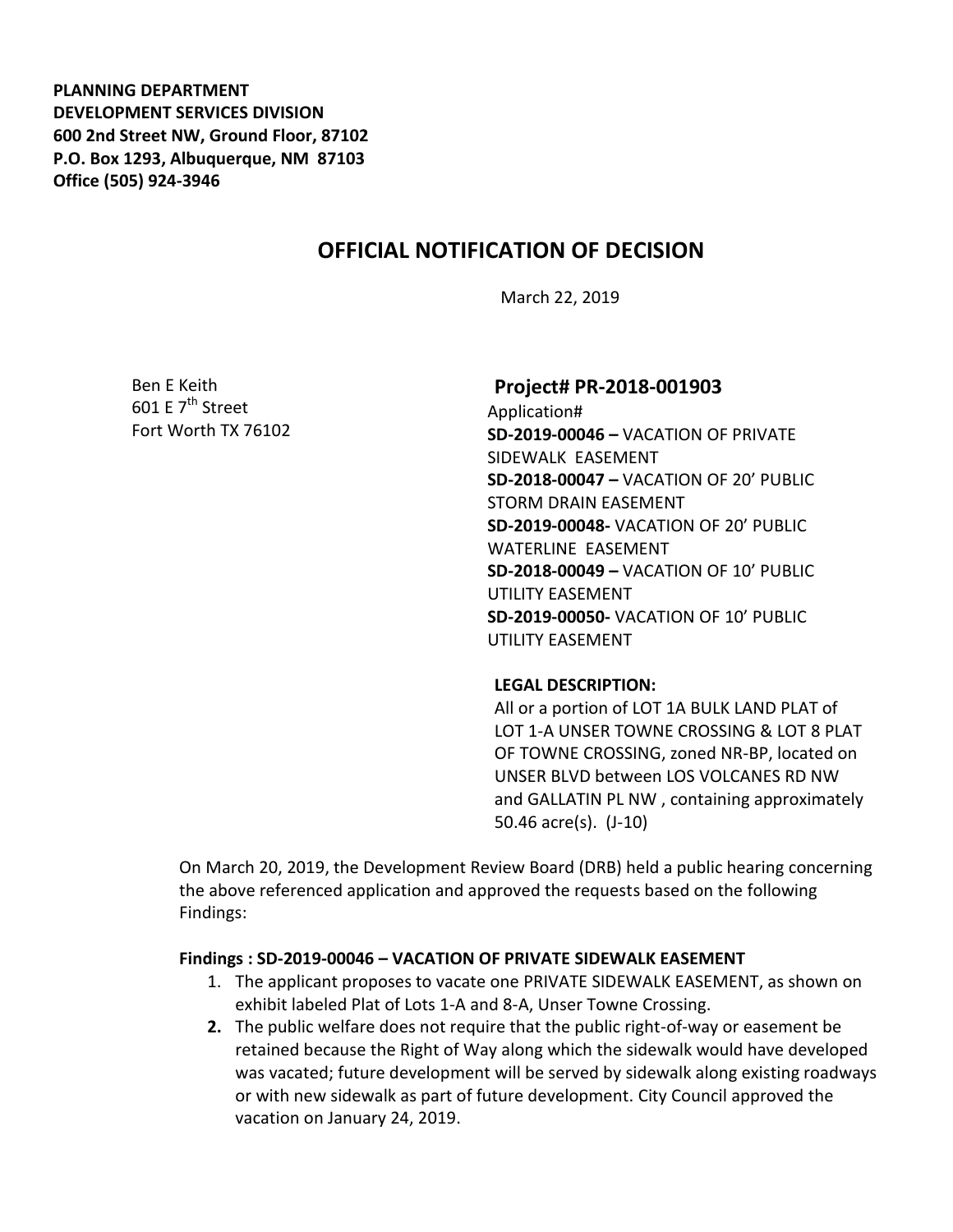**PLANNING DEPARTMENT**
**DEVELOPMENT SERVICES DIVISION**
**600 2nd Street NW, Ground Floor, 87102**
**P.O. Box 1293, Albuquerque, NM 87103**
**Office (505) 924-3946**

# OFFICIAL NOTIFICATION OF DECISION

March 22, 2019

Ben E Keith
601 E 7th Street
Fort Worth TX 76102

## Project# PR-2018-001903

Application#
**SD-2019-00046 –** VACATION OF PRIVATE SIDEWALK EASEMENT
**SD-2018-00047 –** VACATION OF 20' PUBLIC STORM DRAIN EASEMENT
**SD-2019-00048-** VACATION OF 20' PUBLIC WATERLINE EASEMENT
**SD-2018-00049 –** VACATION OF 10' PUBLIC UTILITY EASEMENT
**SD-2019-00050-** VACATION OF 10' PUBLIC UTILITY EASEMENT

**LEGAL DESCRIPTION:**
All or a portion of LOT 1A BULK LAND PLAT of LOT 1-A UNSER TOWNE CROSSING & LOT 8 PLAT OF TOWNE CROSSING, zoned NR-BP, located on UNSER BLVD between LOS VOLCANES RD NW and GALLATIN PL NW , containing approximately 50.46 acre(s). (J-10)

On March 20, 2019, the Development Review Board (DRB) held a public hearing concerning the above referenced application and approved the requests based on the following Findings:

**Findings : SD-2019-00046 – VACATION OF PRIVATE SIDEWALK EASEMENT**

1. The applicant proposes to vacate one PRIVATE SIDEWALK EASEMENT, as shown on exhibit labeled Plat of Lots 1-A and 8-A, Unser Towne Crossing.
2. The public welfare does not require that the public right-of-way or easement be retained because the Right of Way along which the sidewalk would have developed was vacated; future development will be served by sidewalk along existing roadways or with new sidewalk as part of future development. City Council approved the vacation on January 24, 2019.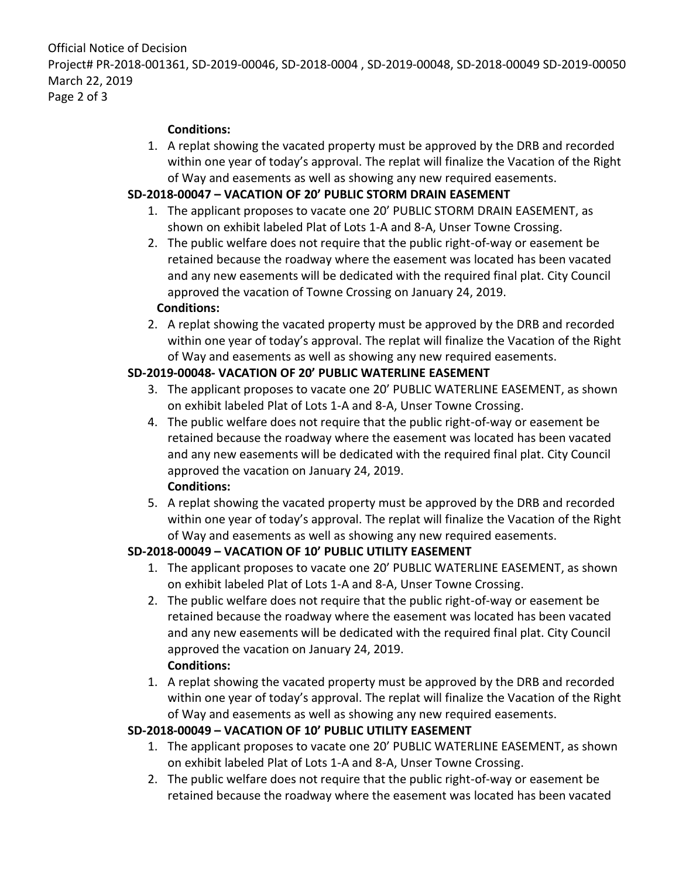**Conditions:**

1. A replat showing the vacated property must be approved by the DRB and recorded within one year of today's approval. The replat will finalize the Vacation of the Right of Way and easements as well as showing any new required easements.

**SD-2018-00047 – VACATION OF 20' PUBLIC STORM DRAIN EASEMENT**

1. The applicant proposes to vacate one 20' PUBLIC STORM DRAIN EASEMENT, as shown on exhibit labeled Plat of Lots 1-A and 8-A, Unser Towne Crossing.
2. The public welfare does not require that the public right-of-way or easement be retained because the roadway where the easement was located has been vacated and any new easements will be dedicated with the required final plat. City Council approved the vacation of Towne Crossing on January 24, 2019.

   **Conditions:**

2. A replat showing the vacated property must be approved by the DRB and recorded within one year of today's approval. The replat will finalize the Vacation of the Right of Way and easements as well as showing any new required easements.

**SD-2019-00048- VACATION OF 20' PUBLIC WATERLINE EASEMENT**

3. The applicant proposes to vacate one 20' PUBLIC WATERLINE EASEMENT, as shown on exhibit labeled Plat of Lots 1-A and 8-A, Unser Towne Crossing.
4. The public welfare does not require that the public right-of-way or easement be retained because the roadway where the easement was located has been vacated and any new easements will be dedicated with the required final plat. City Council approved the vacation on January 24, 2019.

   **Conditions:**

5. A replat showing the vacated property must be approved by the DRB and recorded within one year of today's approval. The replat will finalize the Vacation of the Right of Way and easements as well as showing any new required easements.

**SD-2018-00049 – VACATION OF 10' PUBLIC UTILITY EASEMENT**

1. The applicant proposes to vacate one 20' PUBLIC WATERLINE EASEMENT, as shown on exhibit labeled Plat of Lots 1-A and 8-A, Unser Towne Crossing.
2. The public welfare does not require that the public right-of-way or easement be retained because the roadway where the easement was located has been vacated and any new easements will be dedicated with the required final plat. City Council approved the vacation on January 24, 2019.

   **Conditions:**

1. A replat showing the vacated property must be approved by the DRB and recorded within one year of today's approval. The replat will finalize the Vacation of the Right of Way and easements as well as showing any new required easements.

**SD-2018-00049 – VACATION OF 10' PUBLIC UTILITY EASEMENT**

1. The applicant proposes to vacate one 20' PUBLIC WATERLINE EASEMENT, as shown on exhibit labeled Plat of Lots 1-A and 8-A, Unser Towne Crossing.
2. The public welfare does not require that the public right-of-way or easement be retained because the roadway where the easement was located has been vacated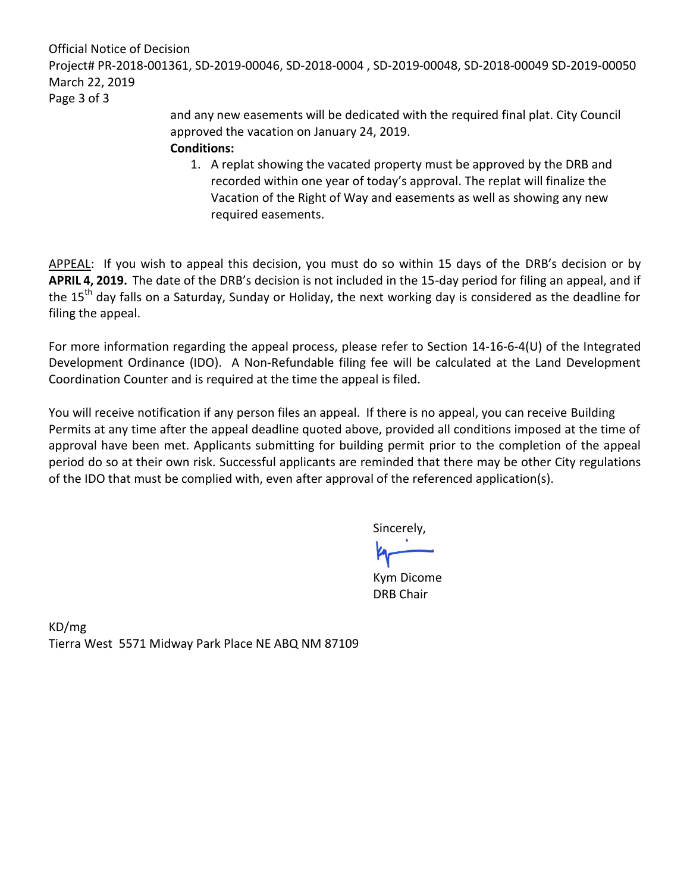and any new easements will be dedicated with the required final plat. City Council approved the vacation on January 24, 2019.

**Conditions:**

1. A replat showing the vacated property must be approved by the DRB and recorded within one year of today's approval. The replat will finalize the Vacation of the Right of Way and easements as well as showing any new required easements.

APPEAL: If you wish to appeal this decision, you must do so within 15 days of the DRB's decision or by **APRIL 4, 2019.** The date of the DRB's decision is not included in the 15-day period for filing an appeal, and if the 15th day falls on a Saturday, Sunday or Holiday, the next working day is considered as the deadline for filing the appeal.

For more information regarding the appeal process, please refer to Section 14-16-6-4(U) of the Integrated Development Ordinance (IDO). A Non-Refundable filing fee will be calculated at the Land Development Coordination Counter and is required at the time the appeal is filed.

You will receive notification if any person files an appeal. If there is no appeal, you can receive Building Permits at any time after the appeal deadline quoted above, provided all conditions imposed at the time of approval have been met. Applicants submitting for building permit prior to the completion of the appeal period do so at their own risk. Successful applicants are reminded that there may be other City regulations of the IDO that must be complied with, even after approval of the referenced application(s).

Sincerely,

Kym Dicome
DRB Chair

KD/mg
Tierra West 5571 Midway Park Place NE ABQ NM 87109